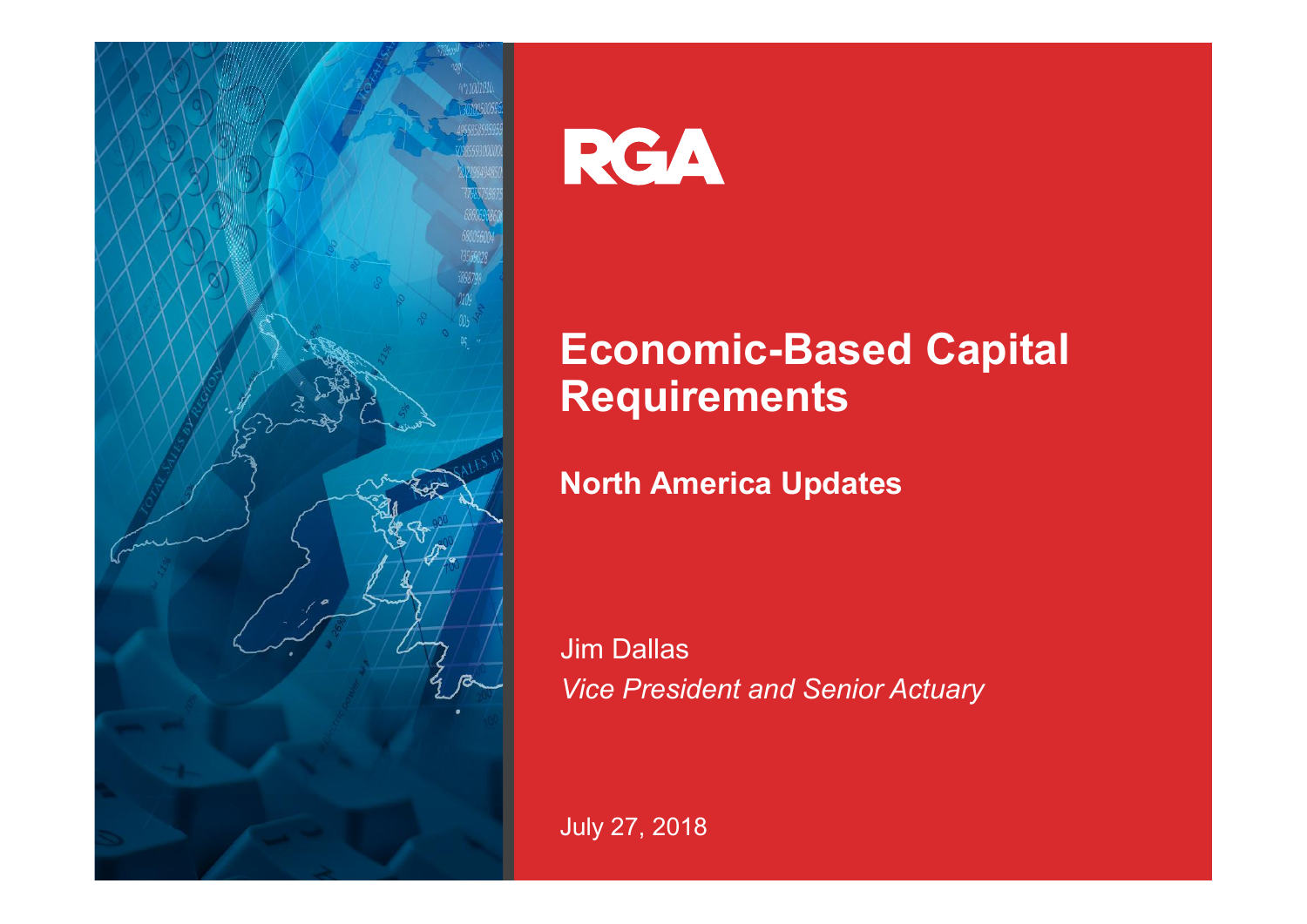RGA

# Economic-Based Capital Requirements

## North America Updates

Jim Dallas

*Vice President and Senior Actuary*

July 27, 2018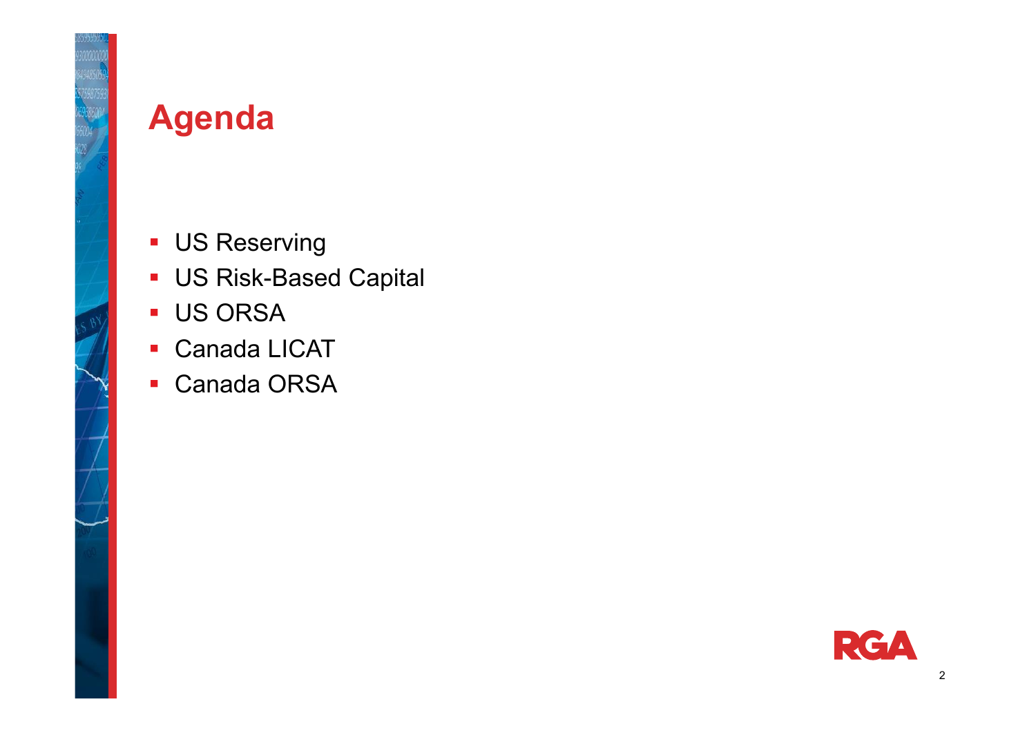# Agenda

- US Reserving
- US Risk-Based Capital
- US ORSA
- Canada LICAT
- Canada ORSA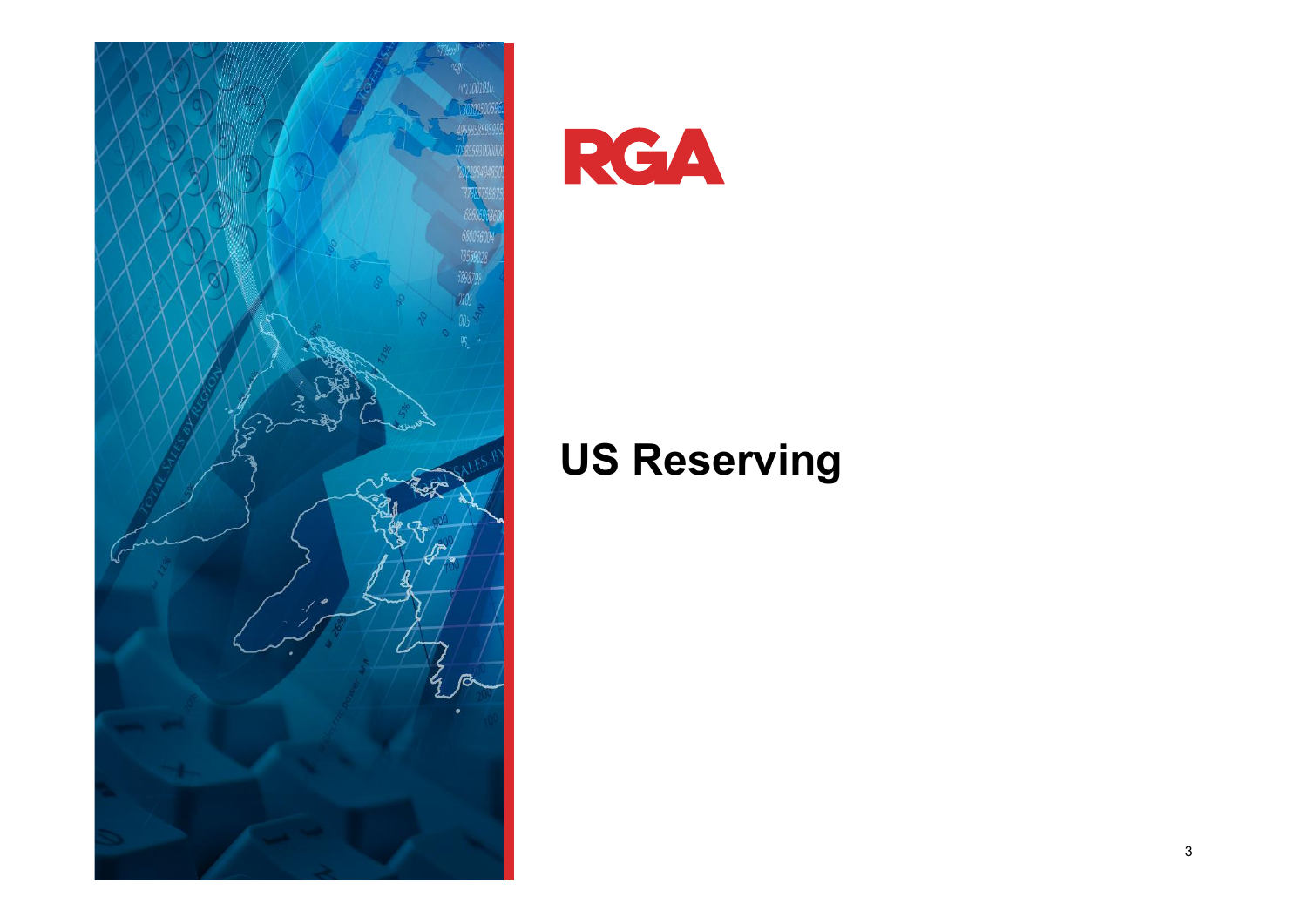RGA

# US Reserving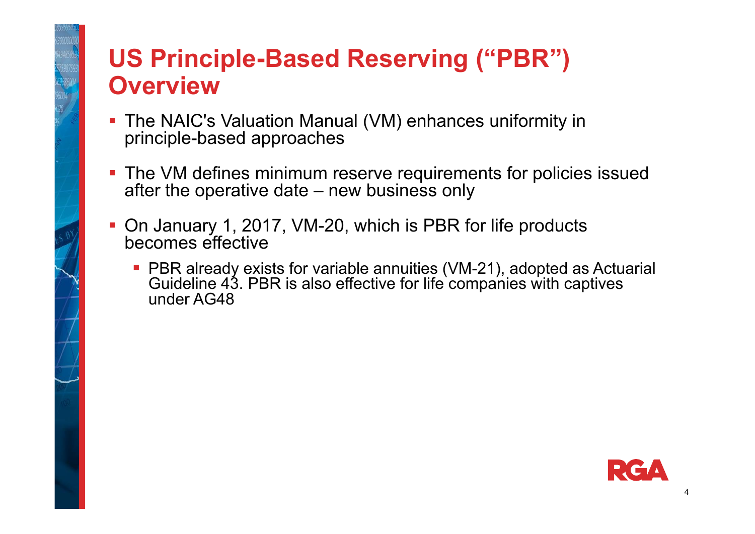# US Principle-Based Reserving ("PBR") Overview

- The NAIC's Valuation Manual (VM) enhances uniformity in principle-based approaches
- The VM defines minimum reserve requirements for policies issued after the operative date – new business only
- On January 1, 2017, VM-20, which is PBR for life products becomes effective
  - PBR already exists for variable annuities (VM-21), adopted as Actuarial Guideline 43. PBR is also effective for life companies with captives under AG48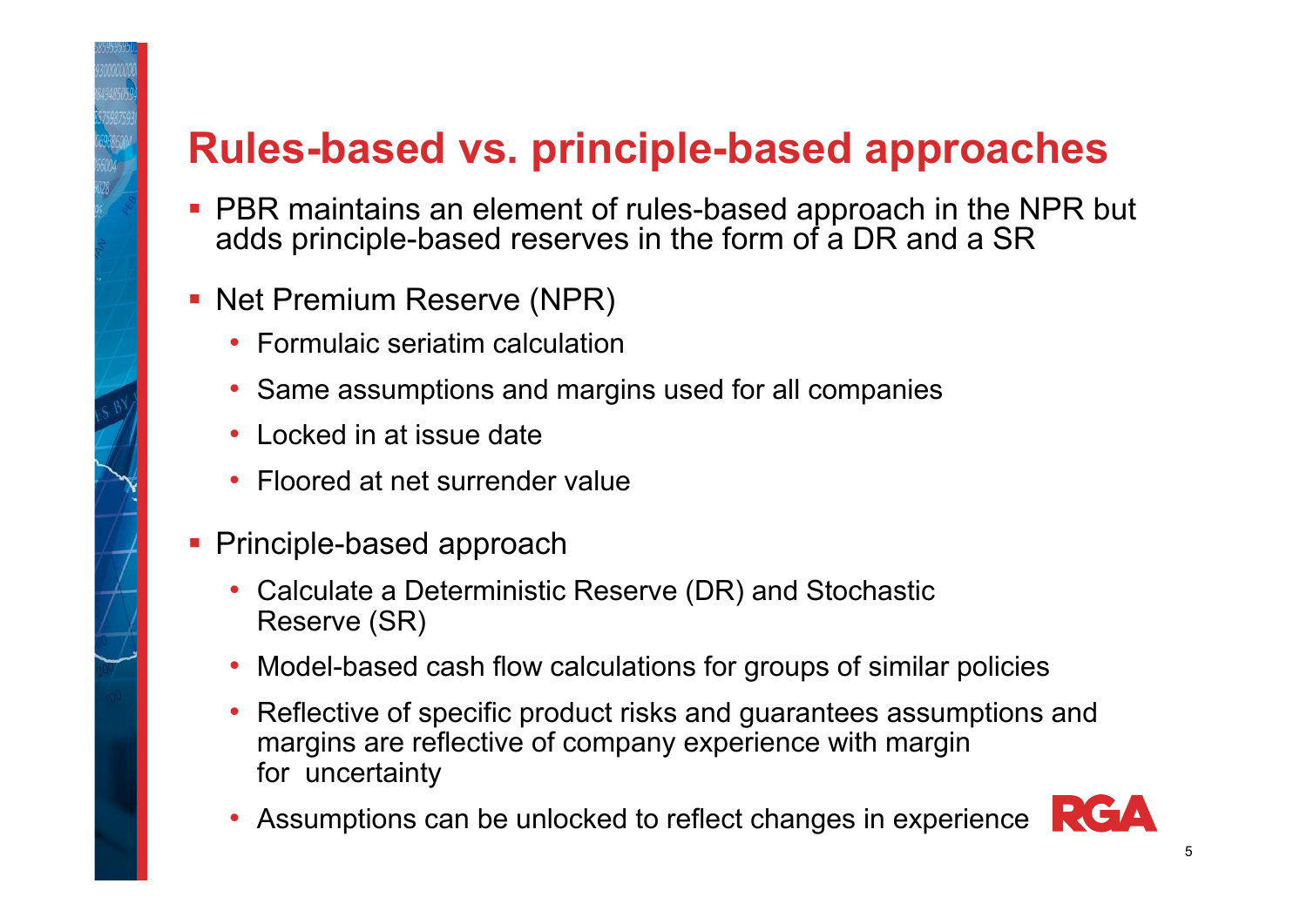# Rules-based vs. principle-based approaches

- PBR maintains an element of rules-based approach in the NPR but adds principle-based reserves in the form of a DR and a SR
- Net Premium Reserve (NPR)
  - Formulaic seriatim calculation
  - Same assumptions and margins used for all companies
  - Locked in at issue date
  - Floored at net surrender value
- Principle-based approach
  - Calculate a Deterministic Reserve (DR) and Stochastic Reserve (SR)
  - Model-based cash flow calculations for groups of similar policies
  - Reflective of specific product risks and guarantees assumptions and margins are reflective of company experience with margin for uncertainty
  - Assumptions can be unlocked to reflect changes in experience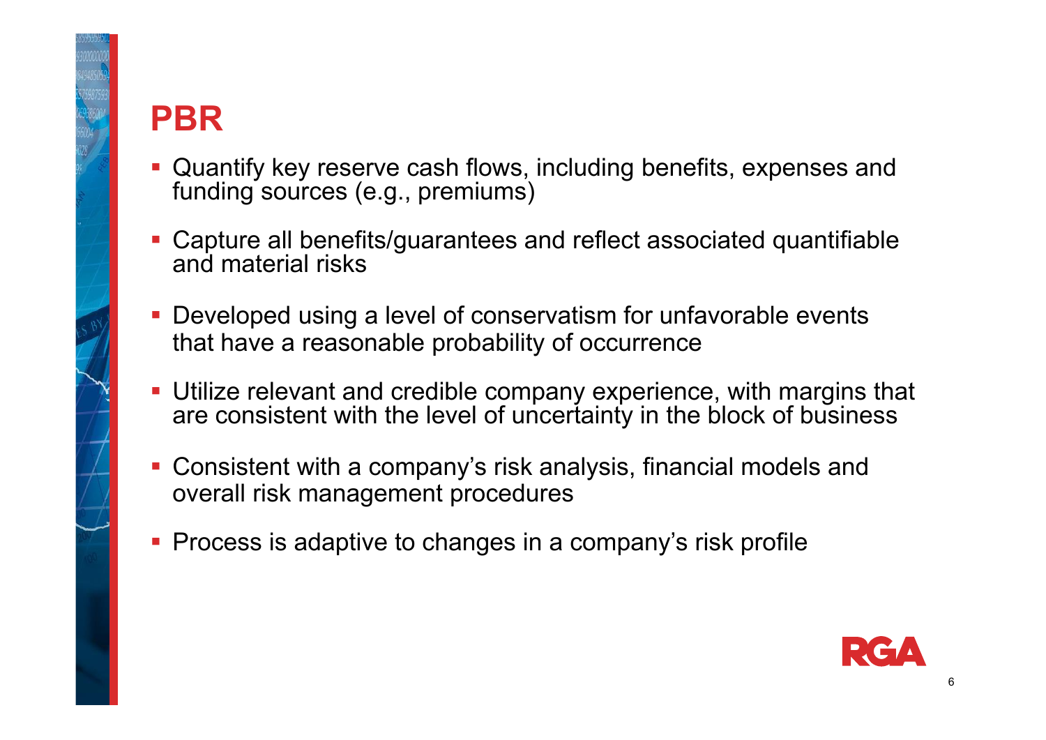# PBR

- Quantify key reserve cash flows, including benefits, expenses and funding sources (e.g., premiums)
- Capture all benefits/guarantees and reflect associated quantifiable and material risks
- Developed using a level of conservatism for unfavorable events that have a reasonable probability of occurrence
- Utilize relevant and credible company experience, with margins that are consistent with the level of uncertainty in the block of business
- Consistent with a company's risk analysis, financial models and overall risk management procedures
- Process is adaptive to changes in a company's risk profile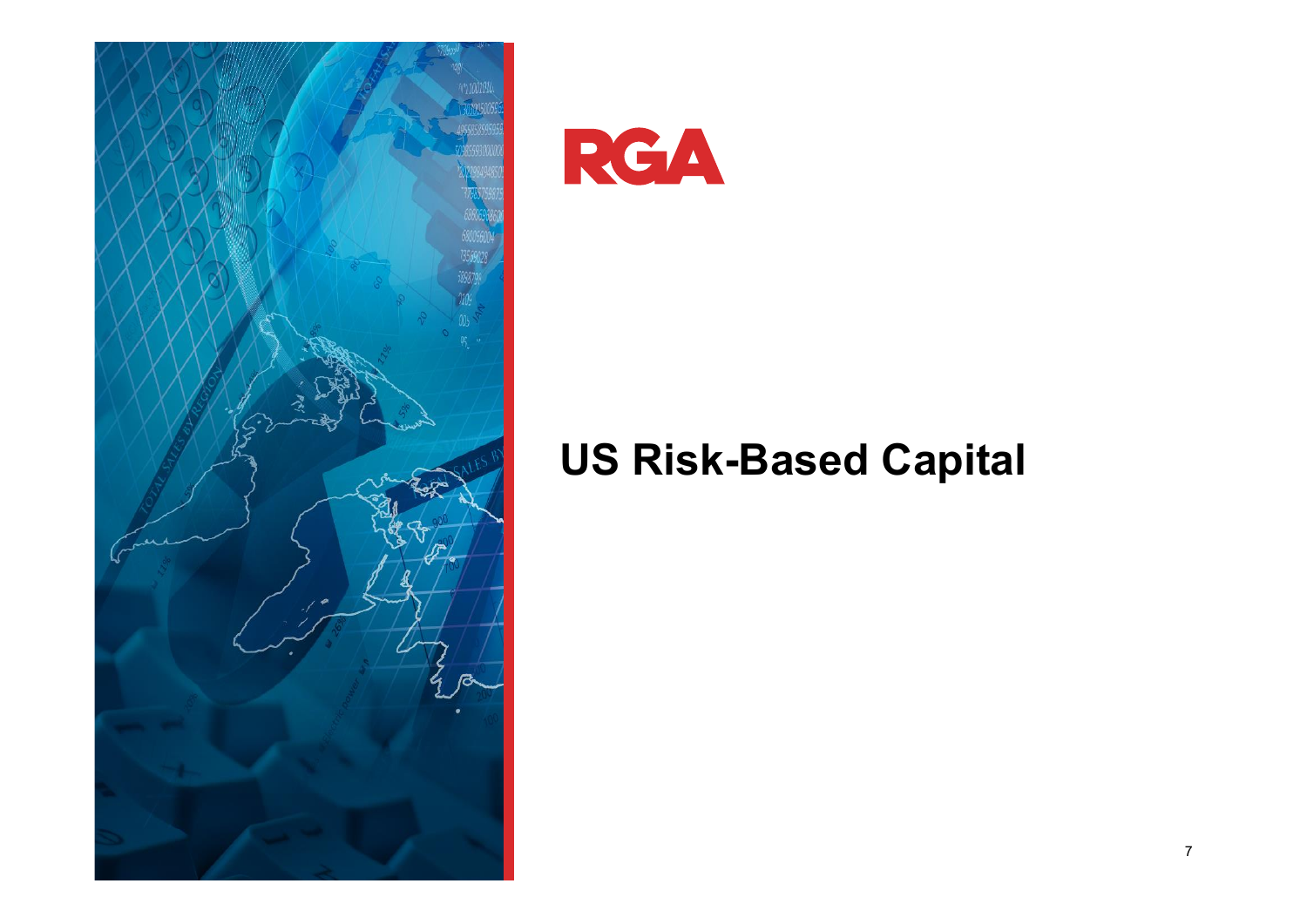RGA

# US Risk-Based Capital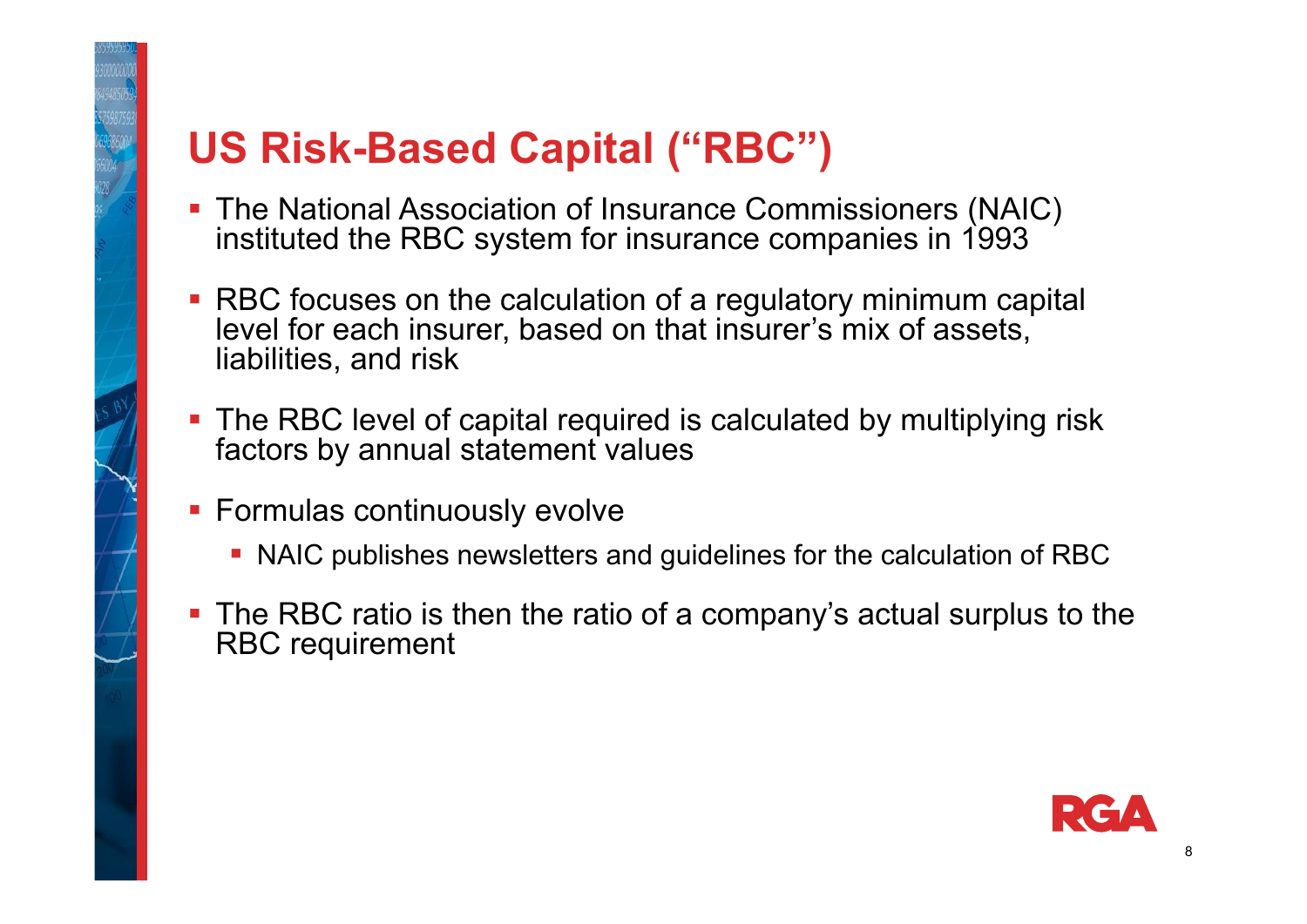# US Risk-Based Capital ("RBC")

- The National Association of Insurance Commissioners (NAIC) instituted the RBC system for insurance companies in 1993
- RBC focuses on the calculation of a regulatory minimum capital level for each insurer, based on that insurer's mix of assets, liabilities, and risk
- The RBC level of capital required is calculated by multiplying risk factors by annual statement values
- Formulas continuously evolve
  - NAIC publishes newsletters and guidelines for the calculation of RBC
- The RBC ratio is then the ratio of a company's actual surplus to the RBC requirement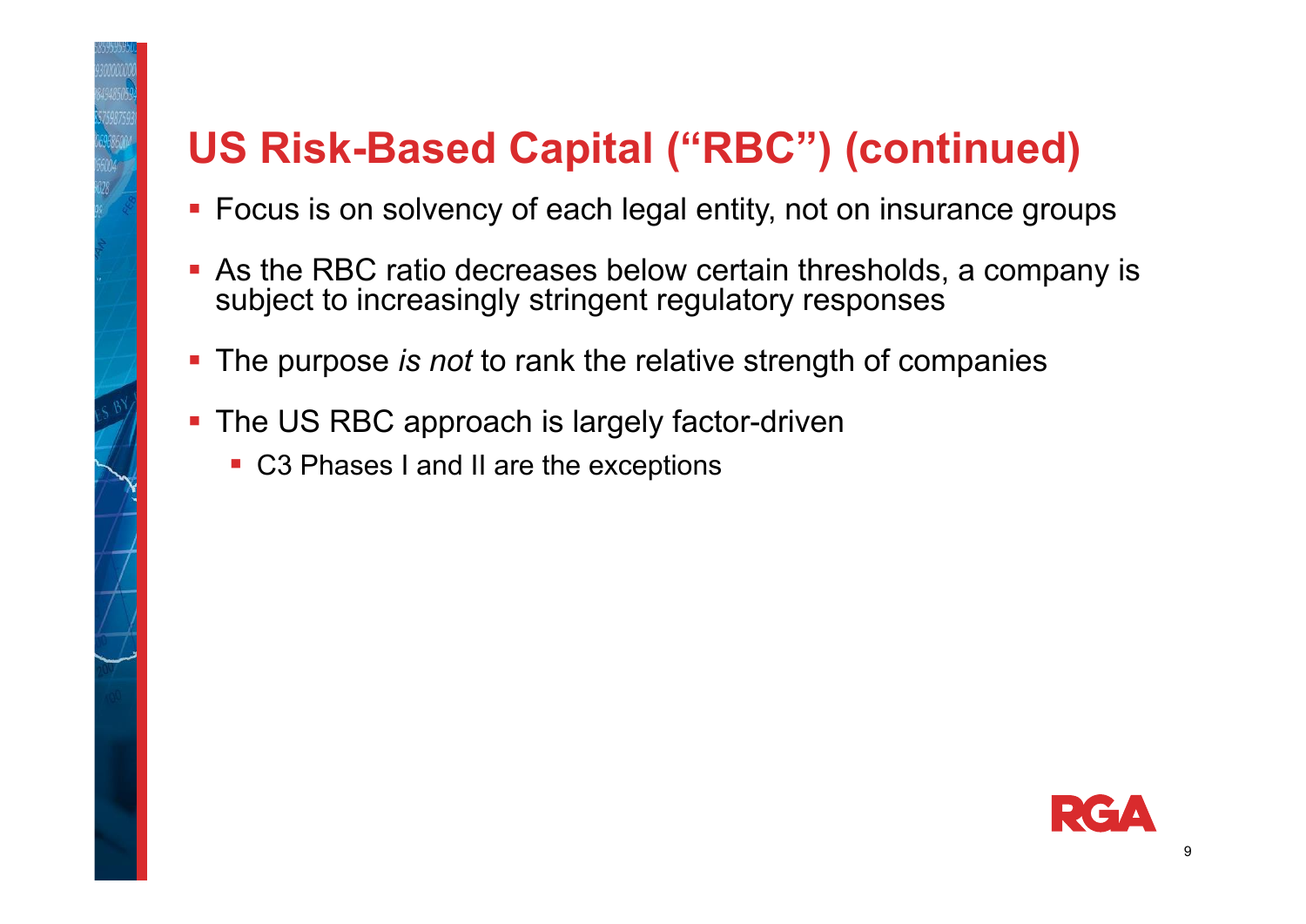# US Risk-Based Capital ("RBC") (continued)

- Focus is on solvency of each legal entity, not on insurance groups
- As the RBC ratio decreases below certain thresholds, a company is subject to increasingly stringent regulatory responses
- The purpose *is not* to rank the relative strength of companies
- The US RBC approach is largely factor-driven
  - C3 Phases I and II are the exceptions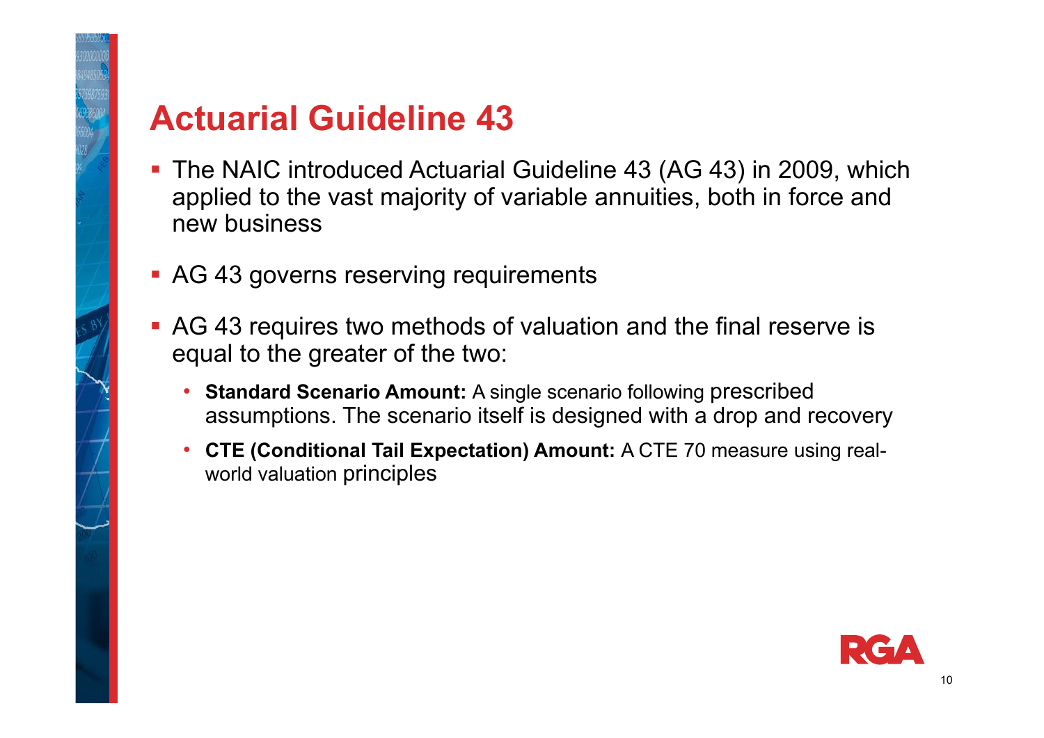# Actuarial Guideline 43

- The NAIC introduced Actuarial Guideline 43 (AG 43) in 2009, which applied to the vast majority of variable annuities, both in force and new business
- AG 43 governs reserving requirements
- AG 43 requires two methods of valuation and the final reserve is equal to the greater of the two:
  - **Standard Scenario Amount:** A single scenario following prescribed assumptions. The scenario itself is designed with a drop and recovery
  - **CTE (Conditional Tail Expectation) Amount:** A CTE 70 measure using real-world valuation principles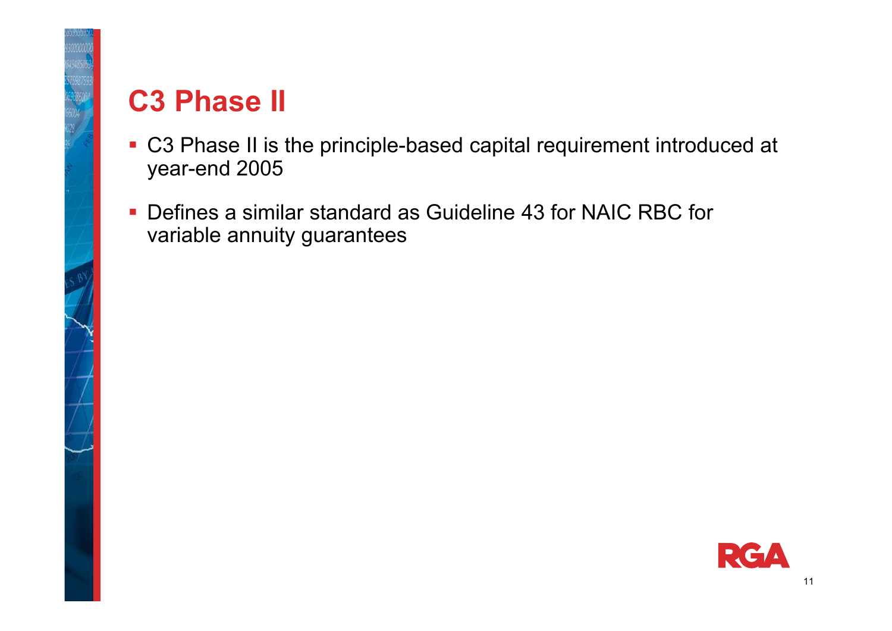# C3 Phase II

- C3 Phase II is the principle-based capital requirement introduced at year-end 2005
- Defines a similar standard as Guideline 43 for NAIC RBC for variable annuity guarantees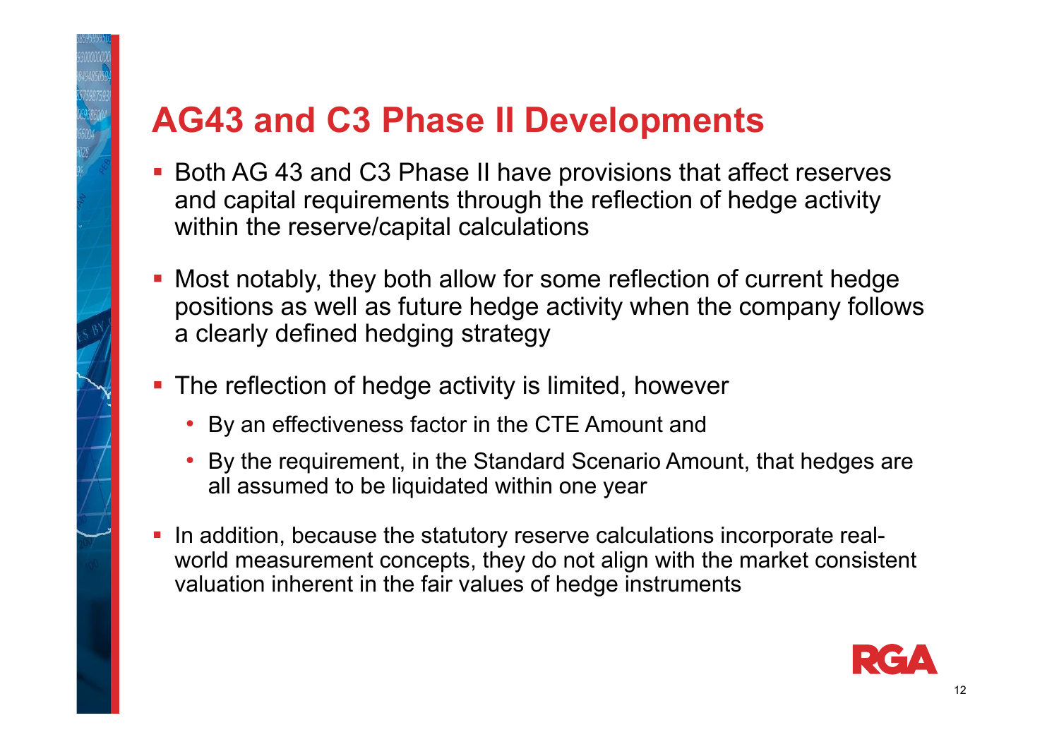# AG43 and C3 Phase II Developments

- Both AG 43 and C3 Phase II have provisions that affect reserves and capital requirements through the reflection of hedge activity within the reserve/capital calculations
- Most notably, they both allow for some reflection of current hedge positions as well as future hedge activity when the company follows a clearly defined hedging strategy
- The reflection of hedge activity is limited, however
  - By an effectiveness factor in the CTE Amount and
  - By the requirement, in the Standard Scenario Amount, that hedges are all assumed to be liquidated within one year
- In addition, because the statutory reserve calculations incorporate real-world measurement concepts, they do not align with the market consistent valuation inherent in the fair values of hedge instruments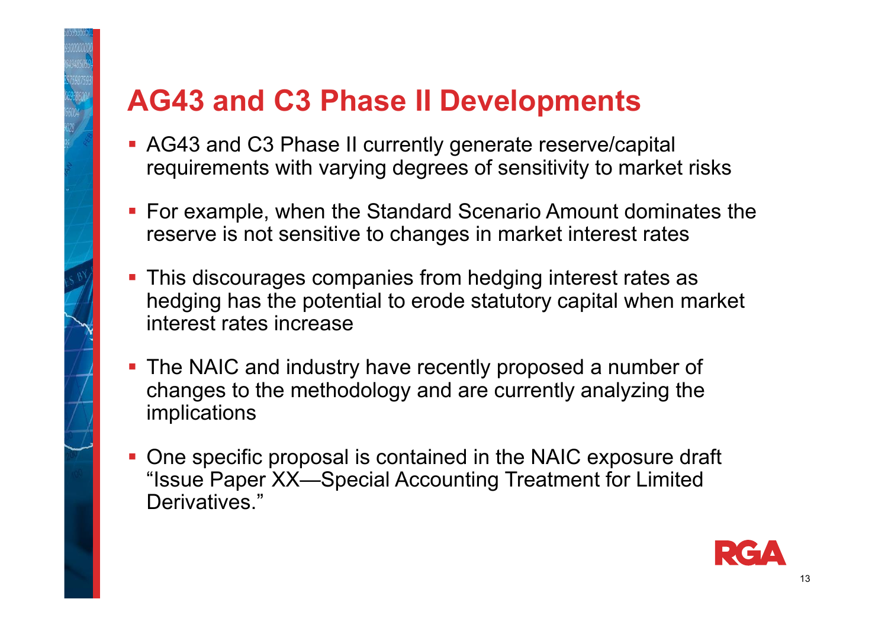# AG43 and C3 Phase II Developments

- AG43 and C3 Phase II currently generate reserve/capital requirements with varying degrees of sensitivity to market risks
- For example, when the Standard Scenario Amount dominates the reserve is not sensitive to changes in market interest rates
- This discourages companies from hedging interest rates as hedging has the potential to erode statutory capital when market interest rates increase
- The NAIC and industry have recently proposed a number of changes to the methodology and are currently analyzing the implications
- One specific proposal is contained in the NAIC exposure draft "Issue Paper XX—Special Accounting Treatment for Limited Derivatives."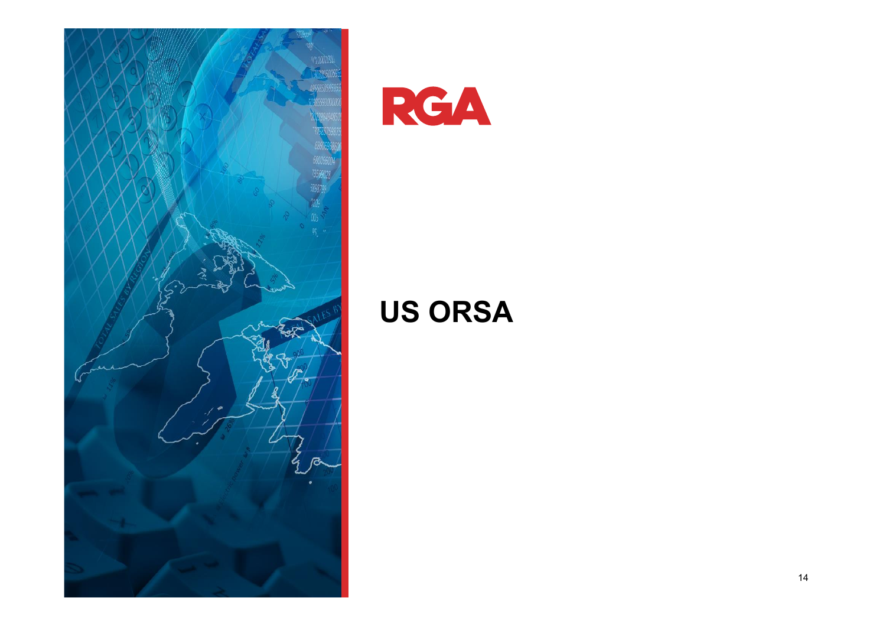RGA

# US ORSA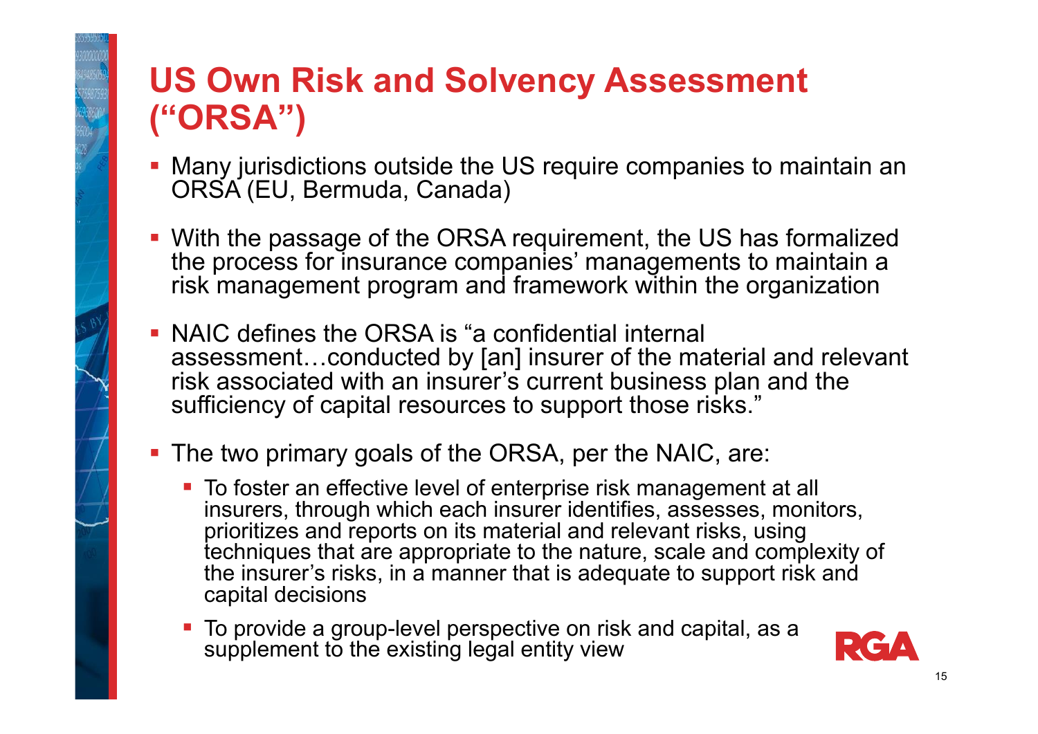# US Own Risk and Solvency Assessment ("ORSA")

- Many jurisdictions outside the US require companies to maintain an ORSA (EU, Bermuda, Canada)
- With the passage of the ORSA requirement, the US has formalized the process for insurance companies' managements to maintain a risk management program and framework within the organization
- NAIC defines the ORSA is "a confidential internal assessment…conducted by [an] insurer of the material and relevant risk associated with an insurer's current business plan and the sufficiency of capital resources to support those risks."
- The two primary goals of the ORSA, per the NAIC, are:
  - To foster an effective level of enterprise risk management at all insurers, through which each insurer identifies, assesses, monitors, prioritizes and reports on its material and relevant risks, using techniques that are appropriate to the nature, scale and complexity of the insurer's risks, in a manner that is adequate to support risk and capital decisions
  - To provide a group-level perspective on risk and capital, as a supplement to the existing legal entity view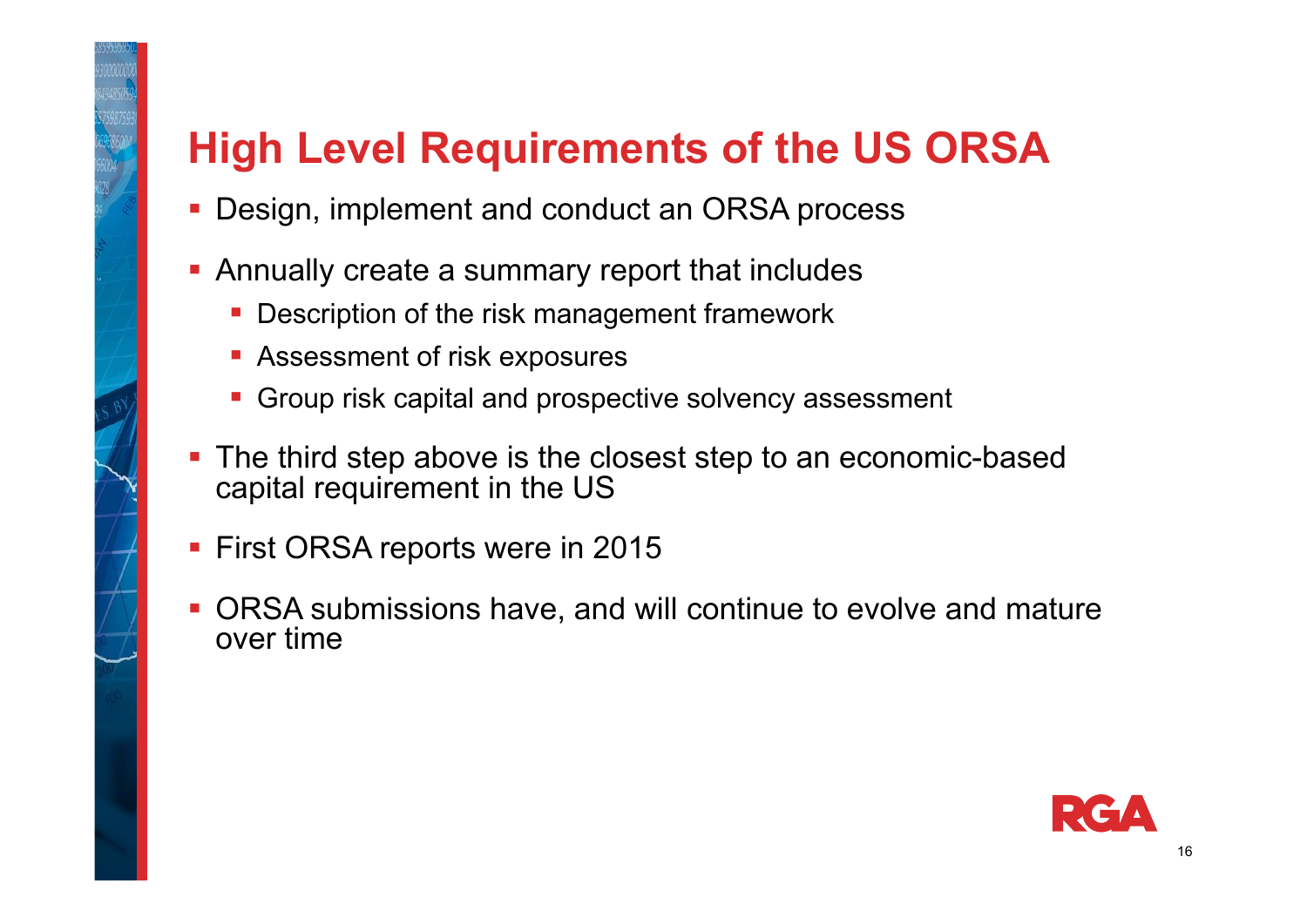# High Level Requirements of the US ORSA

- Design, implement and conduct an ORSA process
- Annually create a summary report that includes
  - Description of the risk management framework
  - Assessment of risk exposures
  - Group risk capital and prospective solvency assessment
- The third step above is the closest step to an economic-based capital requirement in the US
- First ORSA reports were in 2015
- ORSA submissions have, and will continue to evolve and mature over time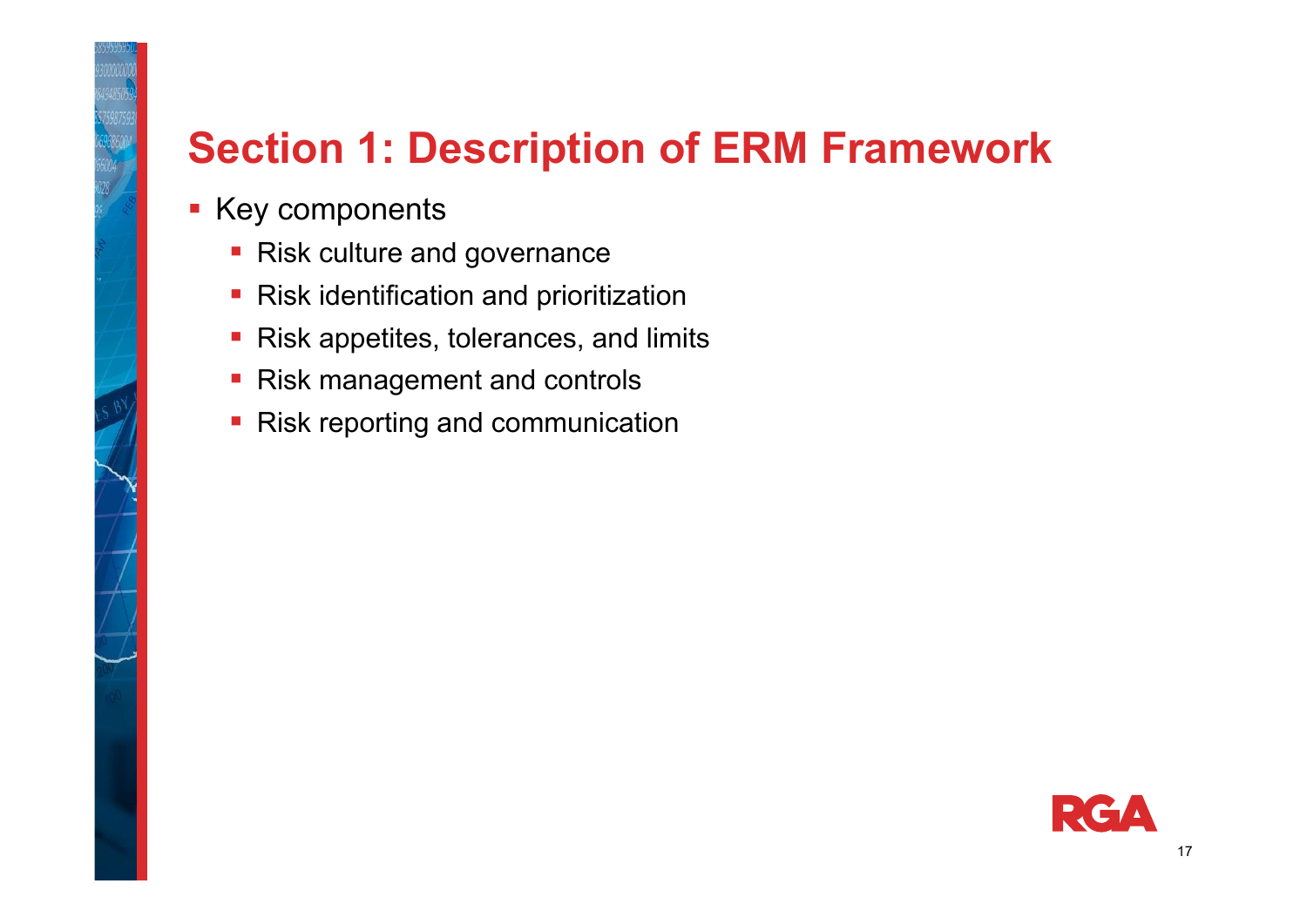# Section 1: Description of ERM Framework

- Key components
  - Risk culture and governance
  - Risk identification and prioritization
  - Risk appetites, tolerances, and limits
  - Risk management and controls
  - Risk reporting and communication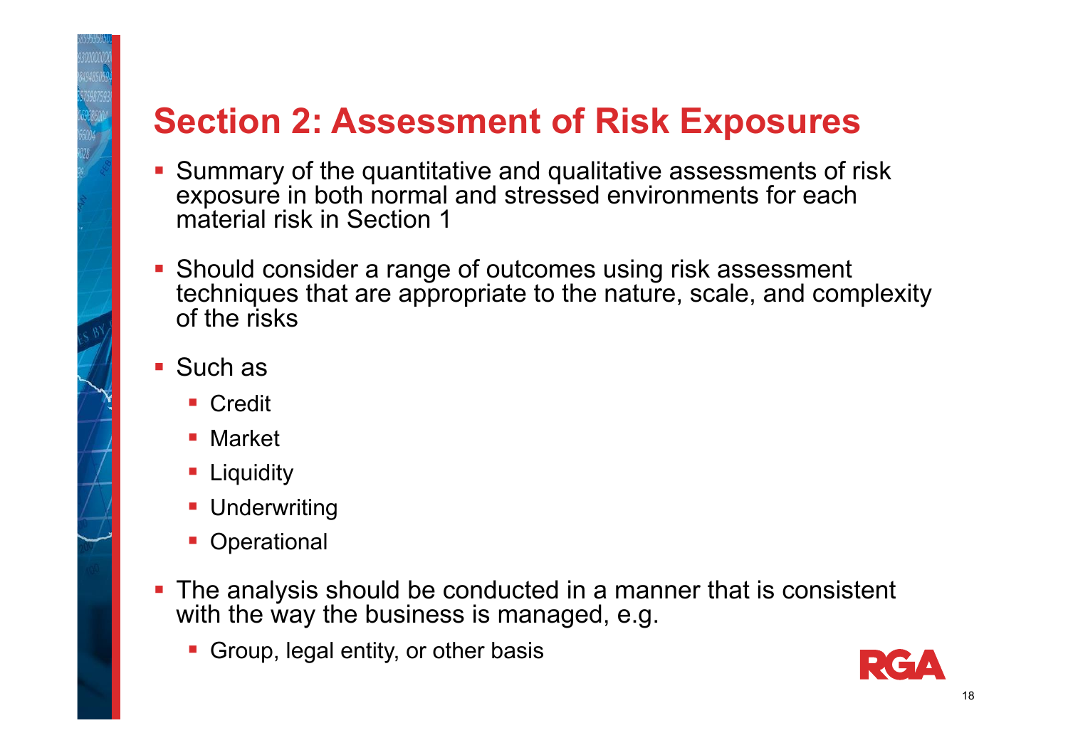# Section 2: Assessment of Risk Exposures

- Summary of the quantitative and qualitative assessments of risk exposure in both normal and stressed environments for each material risk in Section 1
- Should consider a range of outcomes using risk assessment techniques that are appropriate to the nature, scale, and complexity of the risks
- Such as
  - Credit
  - Market
  - Liquidity
  - Underwriting
  - Operational
- The analysis should be conducted in a manner that is consistent with the way the business is managed, e.g.
  - Group, legal entity, or other basis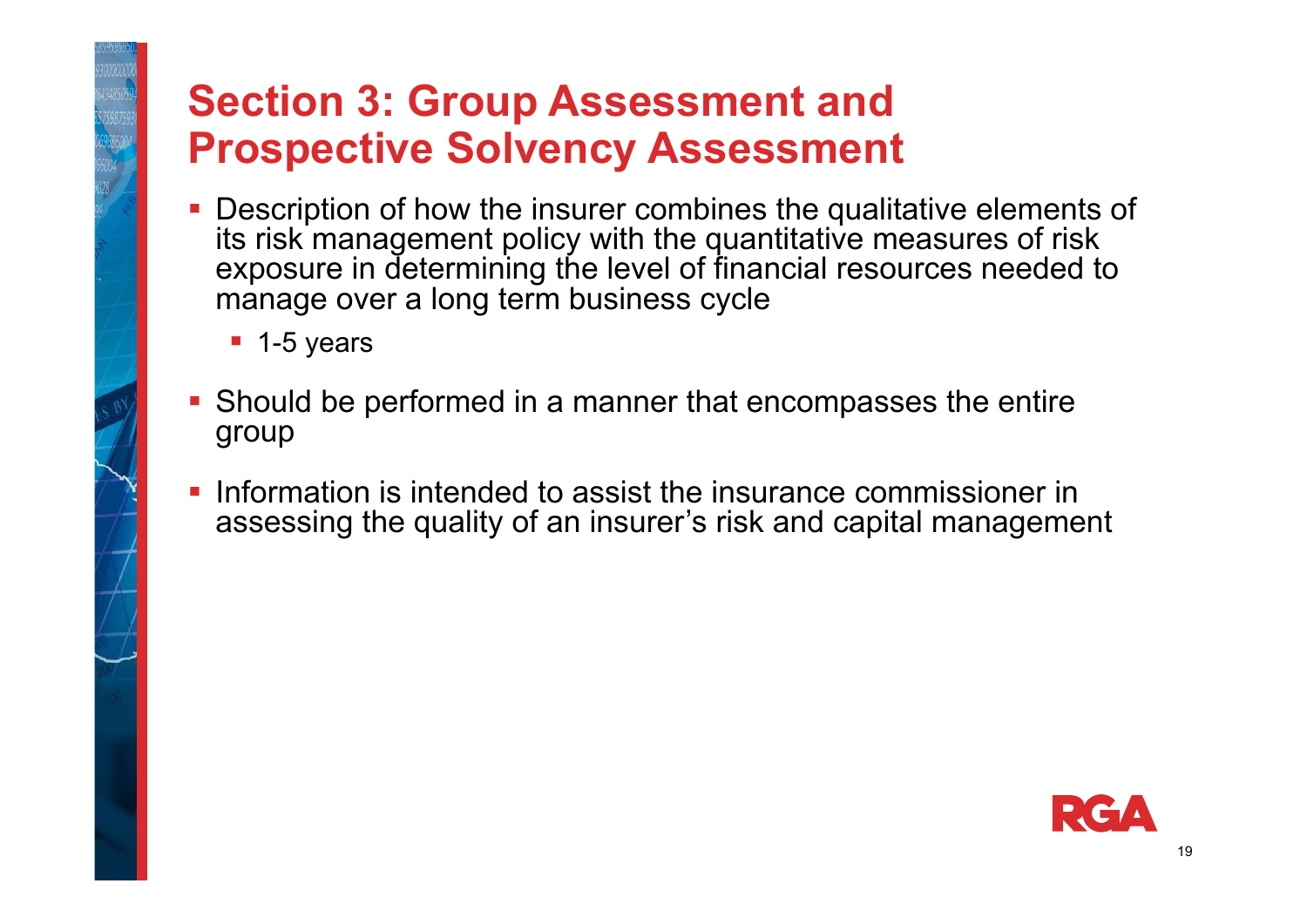# Section 3: Group Assessment and Prospective Solvency Assessment

- Description of how the insurer combines the qualitative elements of its risk management policy with the quantitative measures of risk exposure in determining the level of financial resources needed to manage over a long term business cycle
  - 1-5 years
- Should be performed in a manner that encompasses the entire group
- Information is intended to assist the insurance commissioner in assessing the quality of an insurer's risk and capital management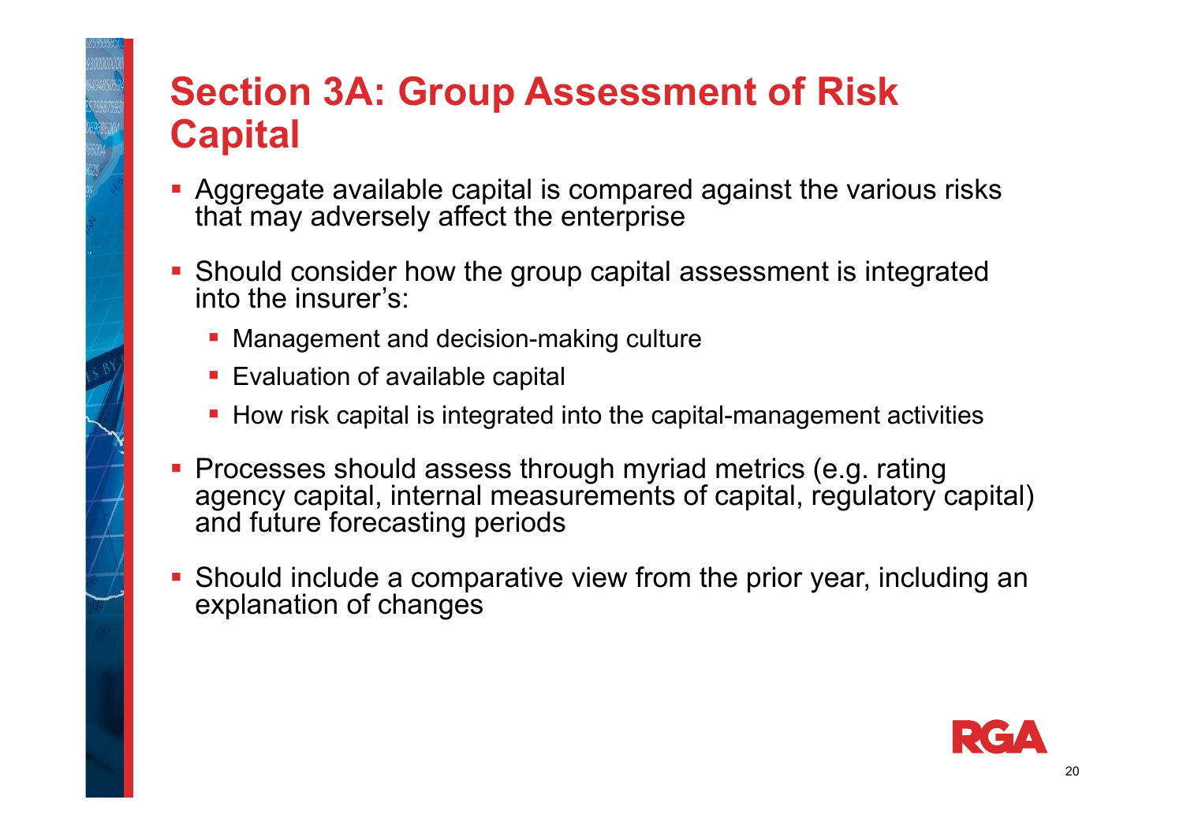# Section 3A: Group Assessment of Risk Capital

- Aggregate available capital is compared against the various risks that may adversely affect the enterprise
- Should consider how the group capital assessment is integrated into the insurer's:
  - Management and decision-making culture
  - Evaluation of available capital
  - How risk capital is integrated into the capital-management activities
- Processes should assess through myriad metrics (e.g. rating agency capital, internal measurements of capital, regulatory capital) and future forecasting periods
- Should include a comparative view from the prior year, including an explanation of changes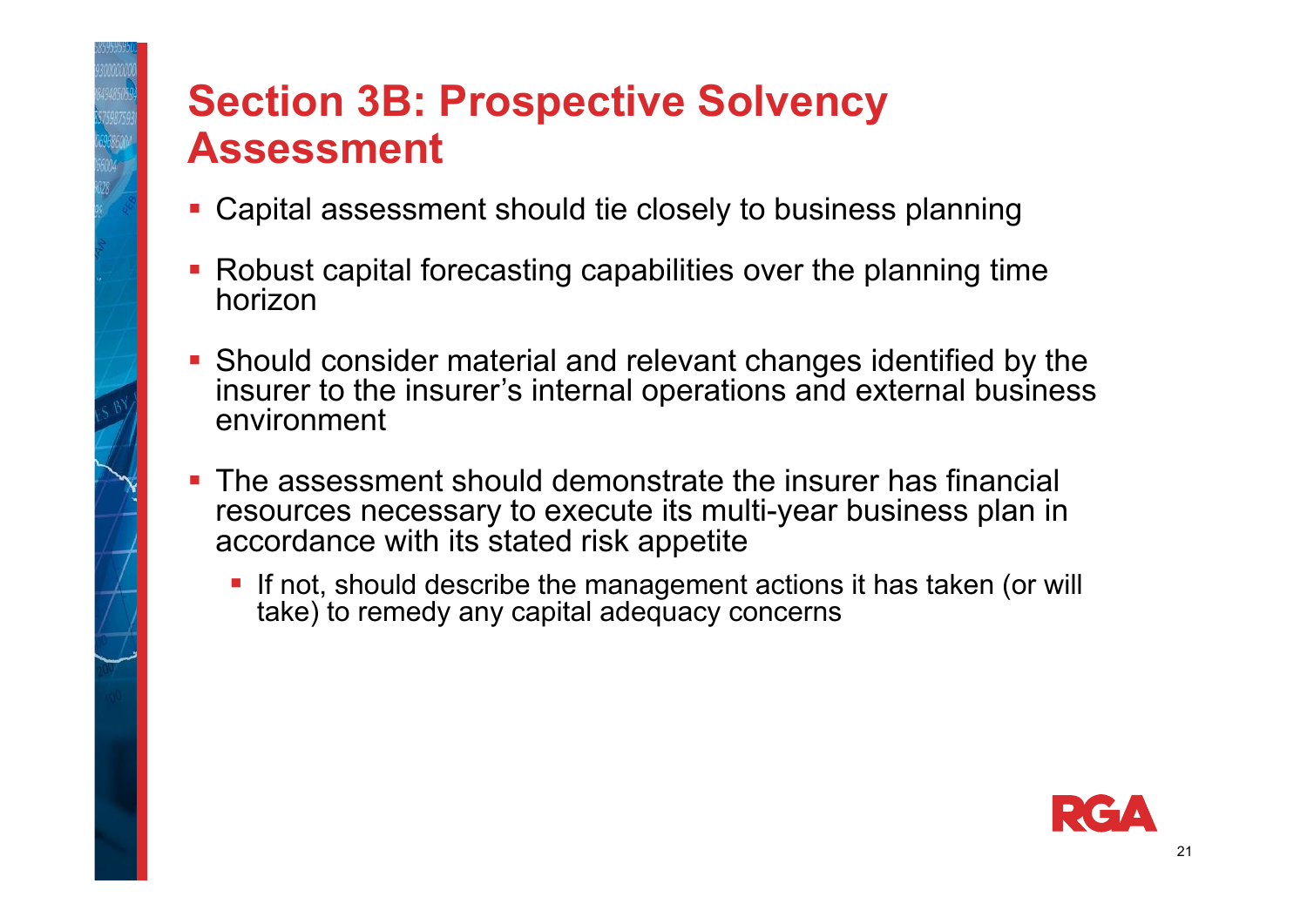# Section 3B: Prospective Solvency Assessment

- Capital assessment should tie closely to business planning
- Robust capital forecasting capabilities over the planning time horizon
- Should consider material and relevant changes identified by the insurer to the insurer's internal operations and external business environment
- The assessment should demonstrate the insurer has financial resources necessary to execute its multi-year business plan in accordance with its stated risk appetite
  - If not, should describe the management actions it has taken (or will take) to remedy any capital adequacy concerns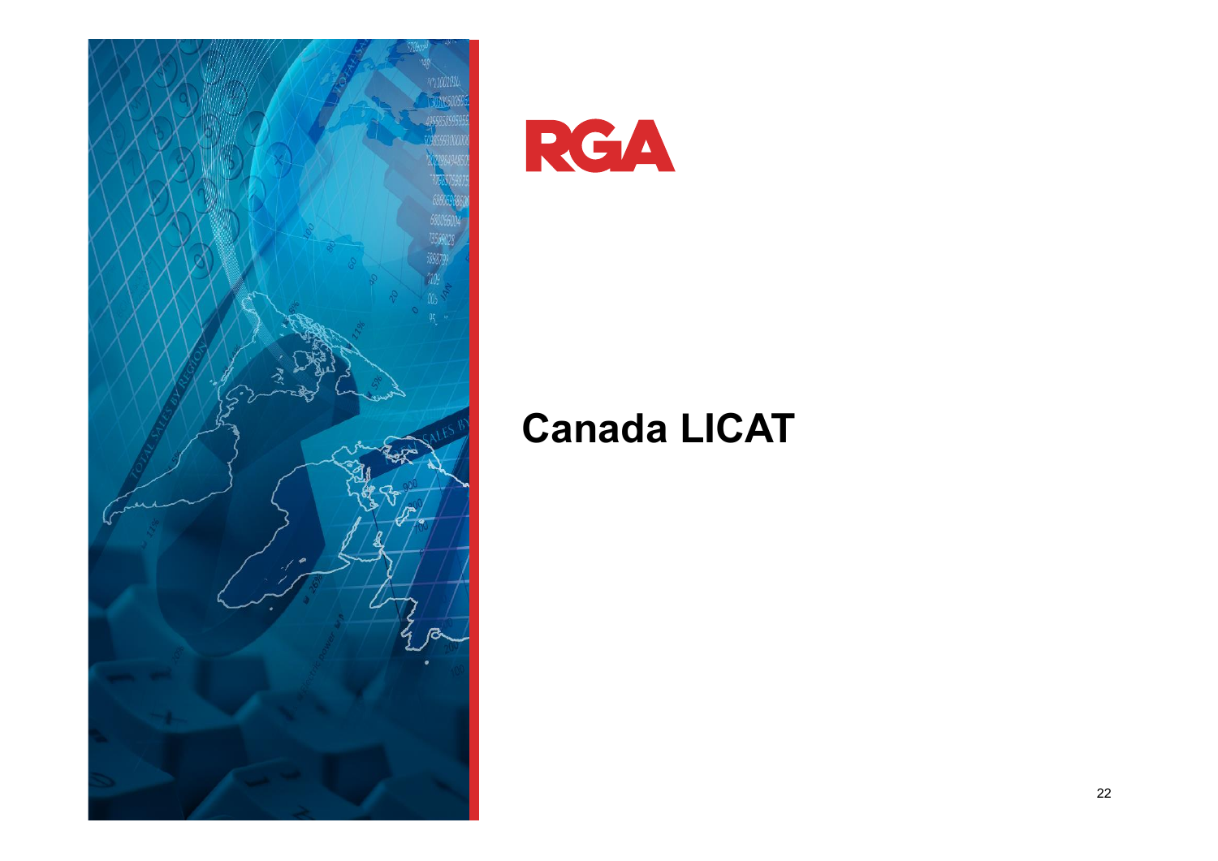# Canada LICAT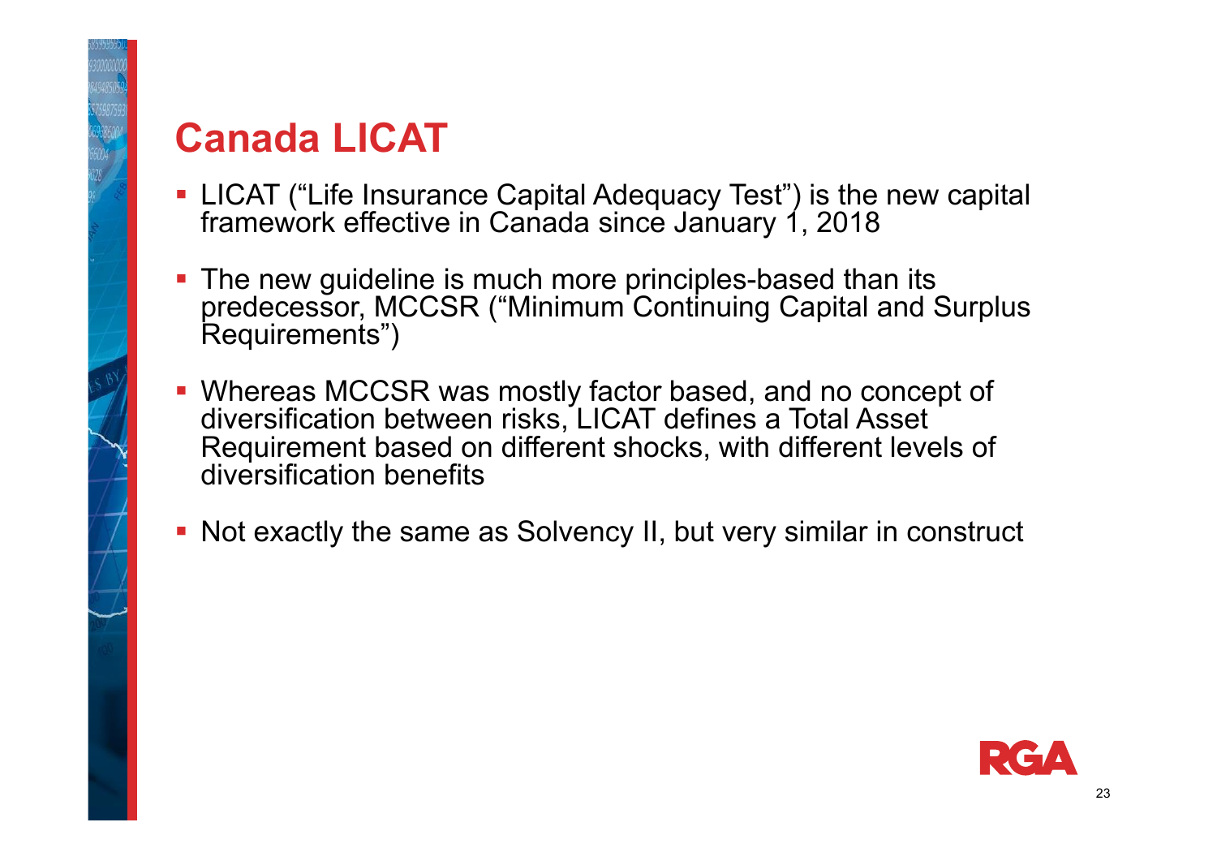# Canada LICAT

- LICAT ("Life Insurance Capital Adequacy Test") is the new capital framework effective in Canada since January 1, 2018
- The new guideline is much more principles-based than its predecessor, MCCSR ("Minimum Continuing Capital and Surplus Requirements")
- Whereas MCCSR was mostly factor based, and no concept of diversification between risks, LICAT defines a Total Asset Requirement based on different shocks, with different levels of diversification benefits
- Not exactly the same as Solvency II, but very similar in construct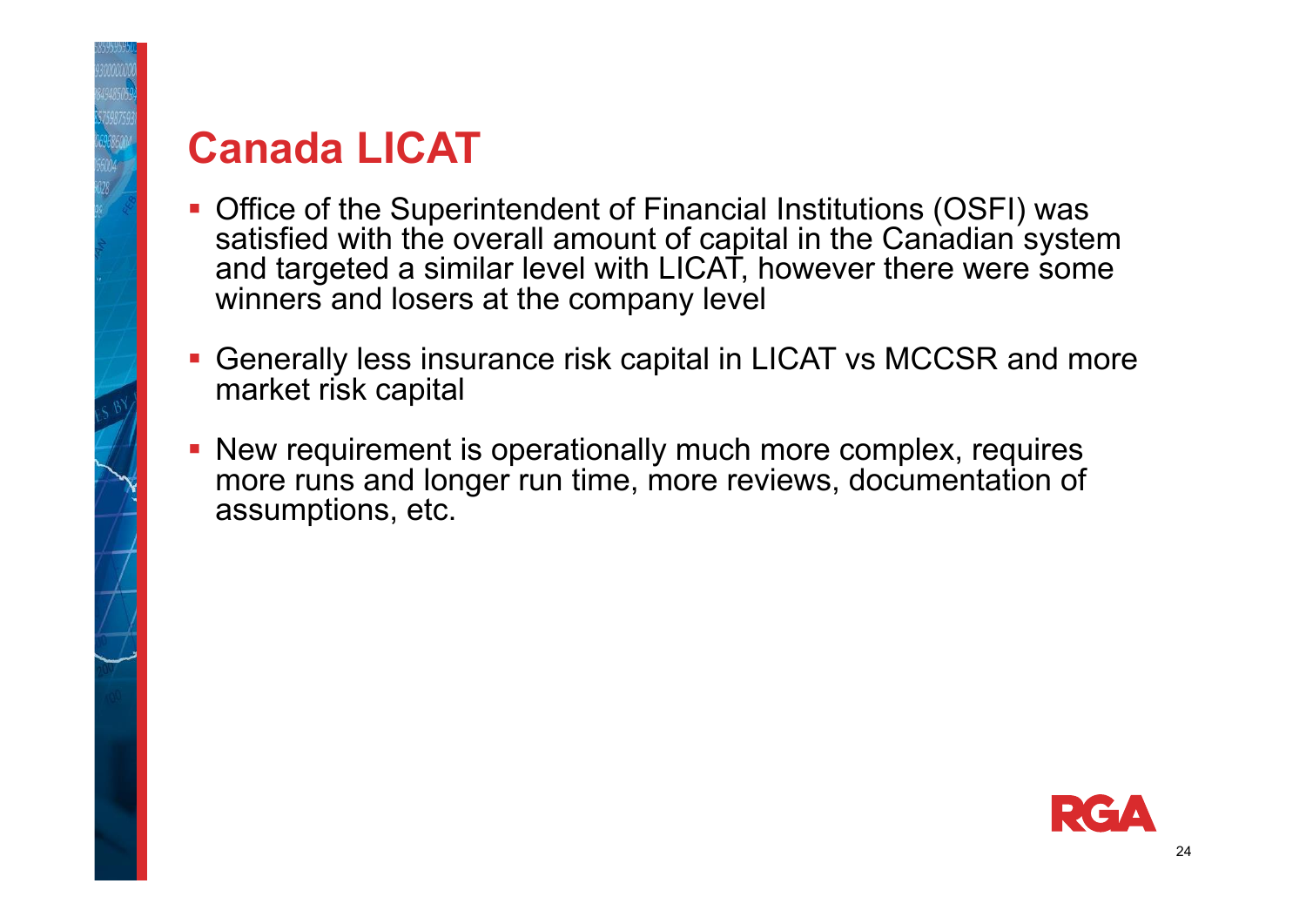# Canada LICAT

- Office of the Superintendent of Financial Institutions (OSFI) was satisfied with the overall amount of capital in the Canadian system and targeted a similar level with LICAT, however there were some winners and losers at the company level
- Generally less insurance risk capital in LICAT vs MCCSR and more market risk capital
- New requirement is operationally much more complex, requires more runs and longer run time, more reviews, documentation of assumptions, etc.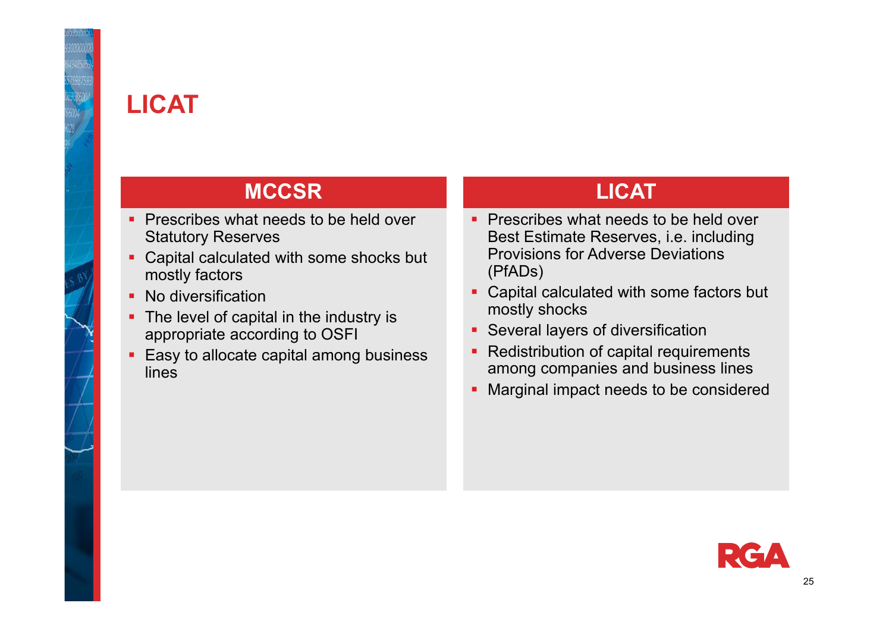# LICAT

## MCCSR

- Prescribes what needs to be held over Statutory Reserves
- Capital calculated with some shocks but mostly factors
- No diversification
- The level of capital in the industry is appropriate according to OSFI
- Easy to allocate capital among business lines

## LICAT

- Prescribes what needs to be held over Best Estimate Reserves, i.e. including Provisions for Adverse Deviations (PfADs)
- Capital calculated with some factors but mostly shocks
- Several layers of diversification
- Redistribution of capital requirements among companies and business lines
- Marginal impact needs to be considered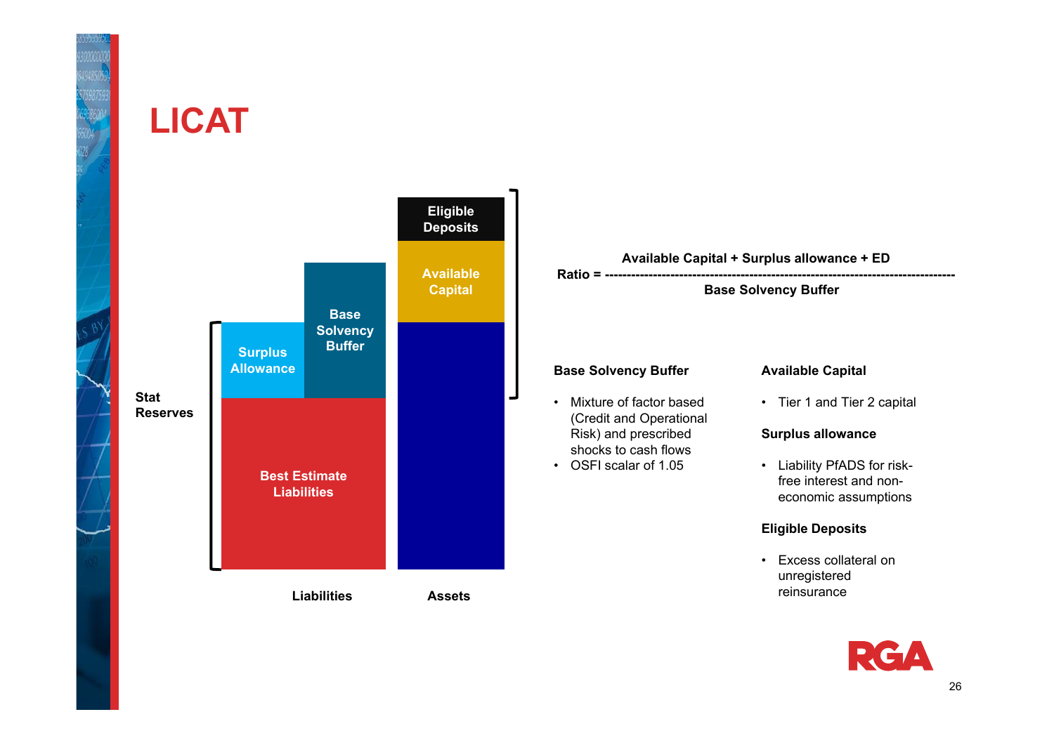# LICAT

Stat Reserves

Surplus Allowance | Base Solvency Buffer | Best Estimate Liabilities

Eligible Deposits | Available Capital

Liabilities    Assets

$$\text{Ratio} = \frac{\text{Available Capital + Surplus allowance + ED}}{\text{Base Solvency Buffer}}$$

**Base Solvency Buffer**

- Mixture of factor based (Credit and Operational Risk) and prescribed shocks to cash flows
- OSFI scalar of 1.05

**Available Capital**

- Tier 1 and Tier 2 capital

**Surplus allowance**

- Liability PfADS for risk-free interest and non-economic assumptions

**Eligible Deposits**

- Excess collateral on unregistered reinsurance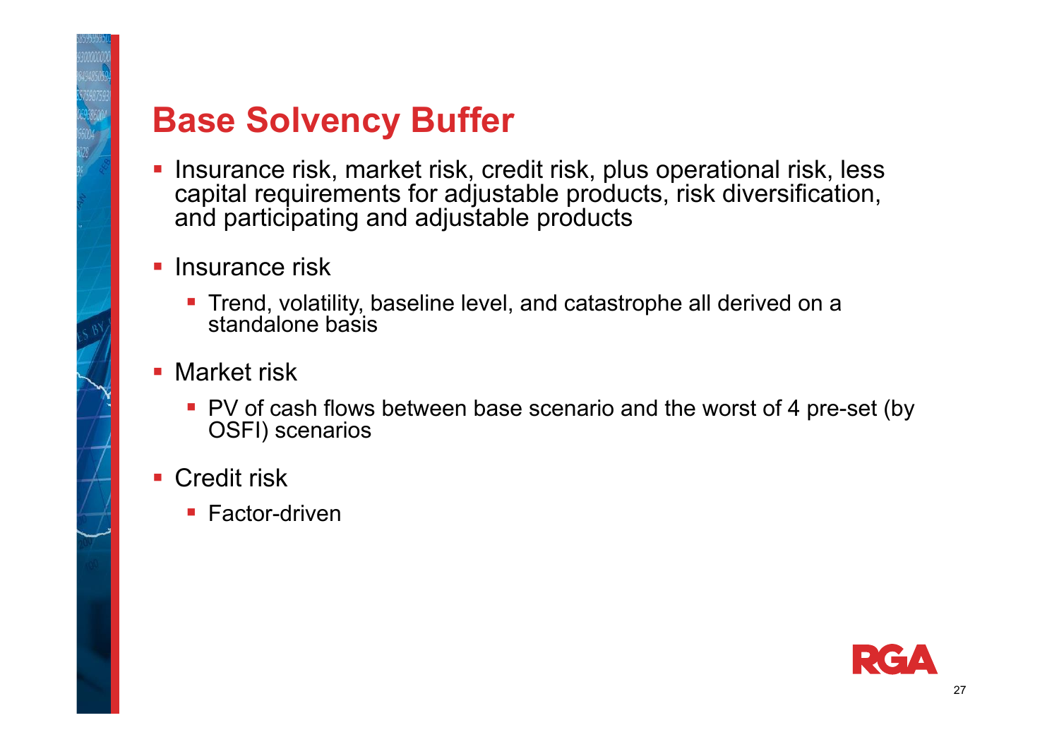# Base Solvency Buffer

- Insurance risk, market risk, credit risk, plus operational risk, less capital requirements for adjustable products, risk diversification, and participating and adjustable products
- Insurance risk
  - Trend, volatility, baseline level, and catastrophe all derived on a standalone basis
- Market risk
  - PV of cash flows between base scenario and the worst of 4 pre-set (by OSFI) scenarios
- Credit risk
  - Factor-driven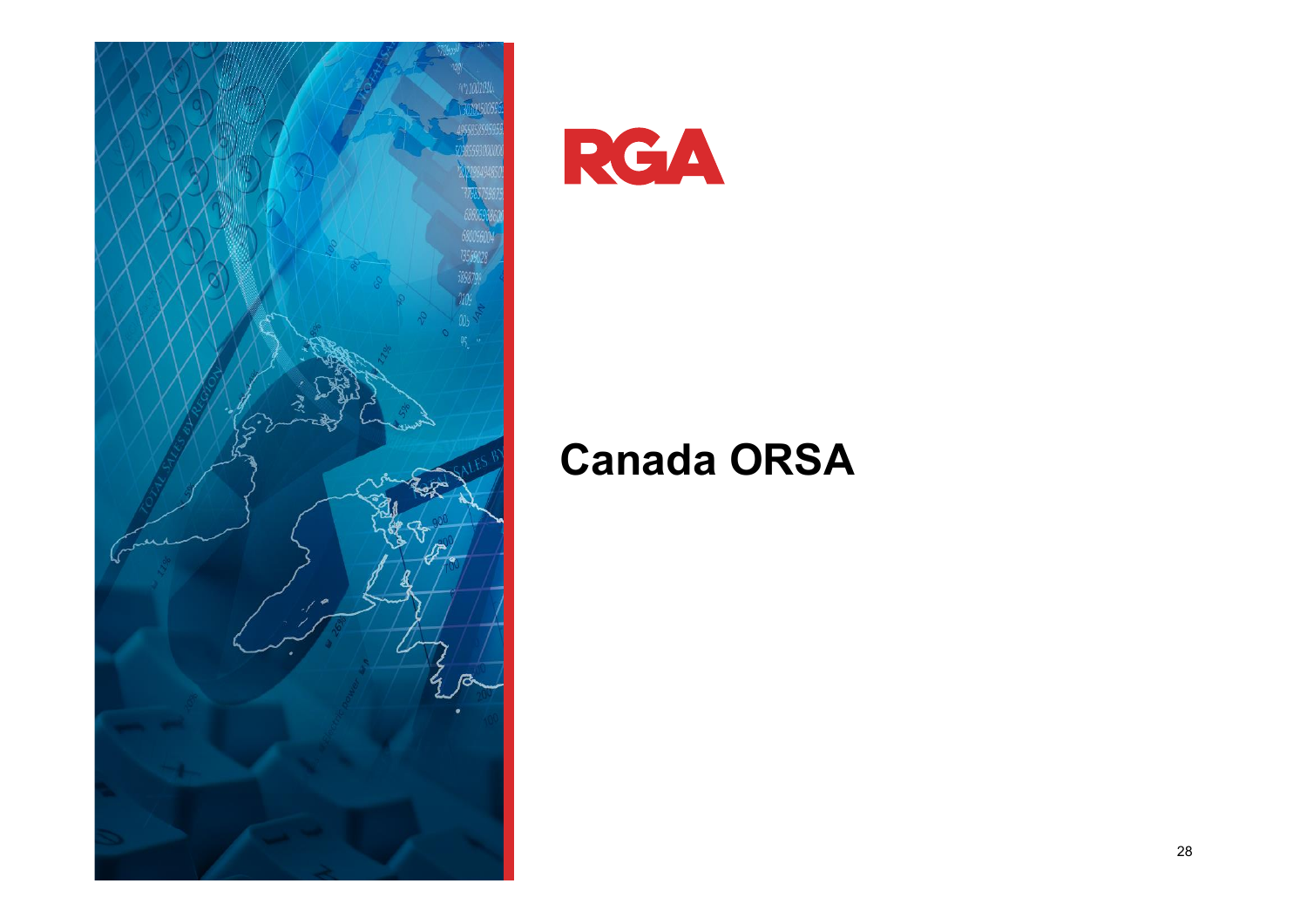RGA

# Canada ORSA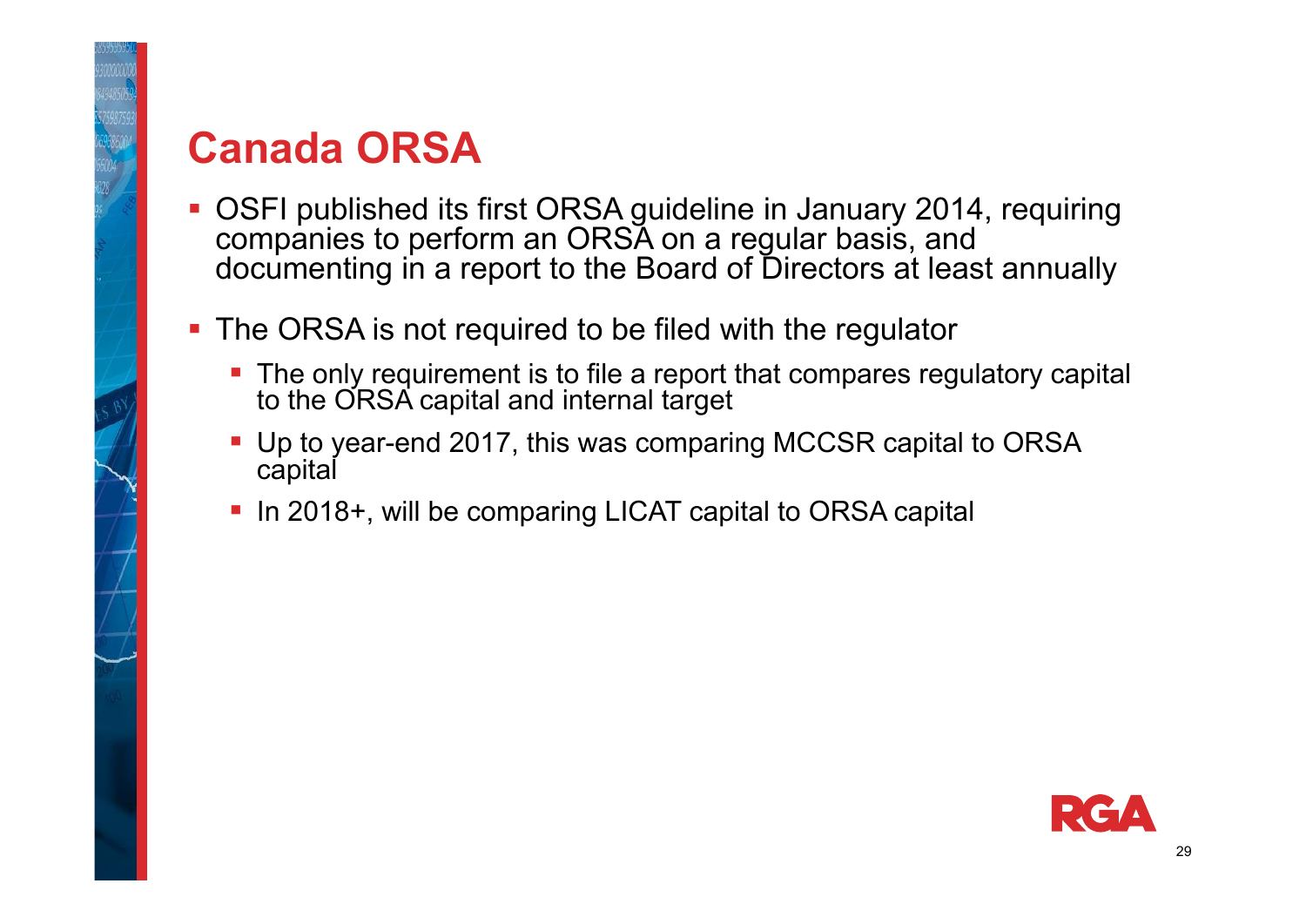# Canada ORSA

- OSFI published its first ORSA guideline in January 2014, requiring companies to perform an ORSA on a regular basis, and documenting in a report to the Board of Directors at least annually
- The ORSA is not required to be filed with the regulator
  - The only requirement is to file a report that compares regulatory capital to the ORSA capital and internal target
  - Up to year-end 2017, this was comparing MCCSR capital to ORSA capital
  - In 2018+, will be comparing LICAT capital to ORSA capital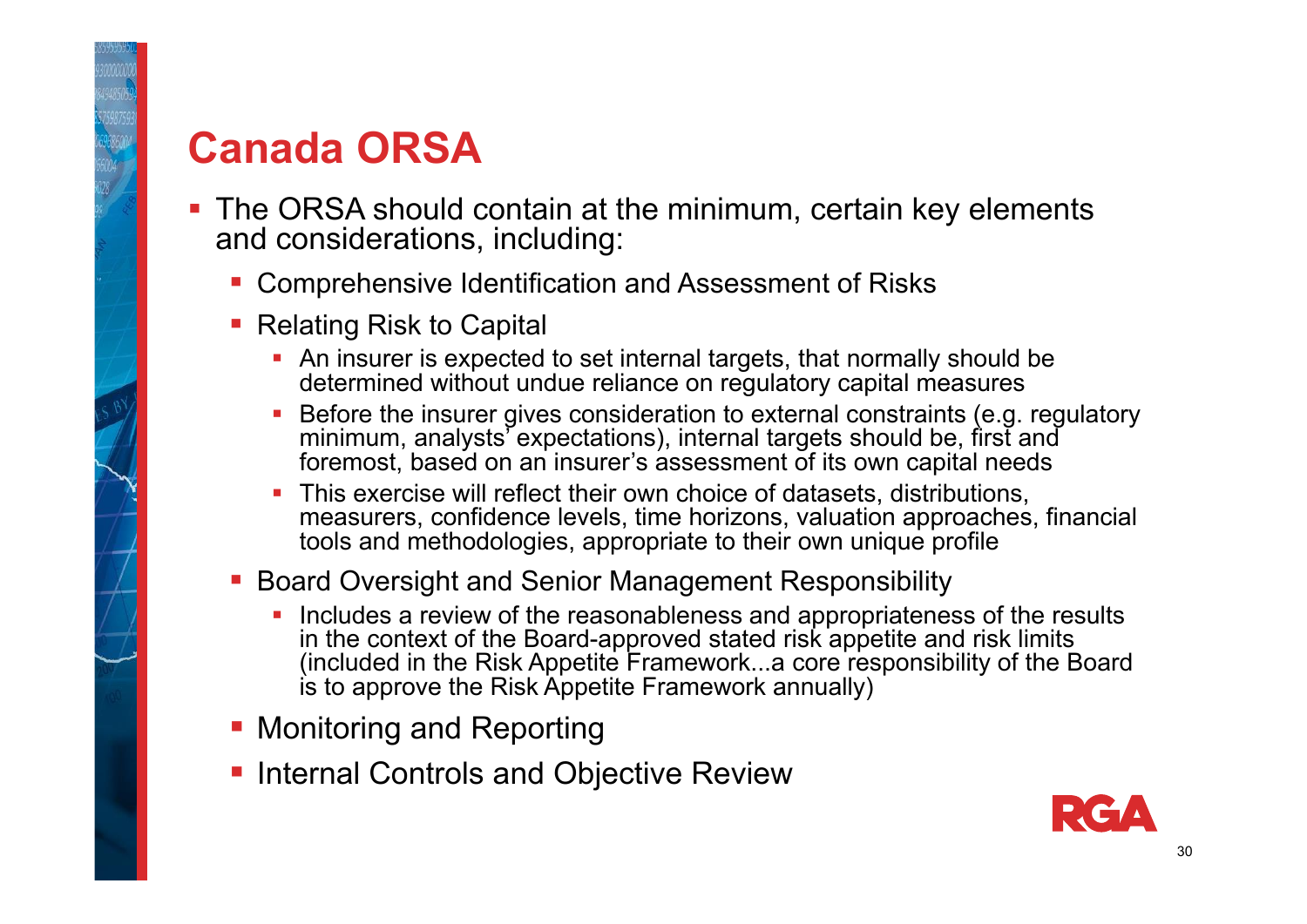# Canada ORSA

- The ORSA should contain at the minimum, certain key elements and considerations, including:
  - Comprehensive Identification and Assessment of Risks
  - Relating Risk to Capital
    - An insurer is expected to set internal targets, that normally should be determined without undue reliance on regulatory capital measures
    - Before the insurer gives consideration to external constraints (e.g. regulatory minimum, analysts' expectations), internal targets should be, first and foremost, based on an insurer's assessment of its own capital needs
    - This exercise will reflect their own choice of datasets, distributions, measurers, confidence levels, time horizons, valuation approaches, financial tools and methodologies, appropriate to their own unique profile
  - Board Oversight and Senior Management Responsibility
    - Includes a review of the reasonableness and appropriateness of the results in the context of the Board-approved stated risk appetite and risk limits (included in the Risk Appetite Framework...a core responsibility of the Board is to approve the Risk Appetite Framework annually)
  - Monitoring and Reporting
  - Internal Controls and Objective Review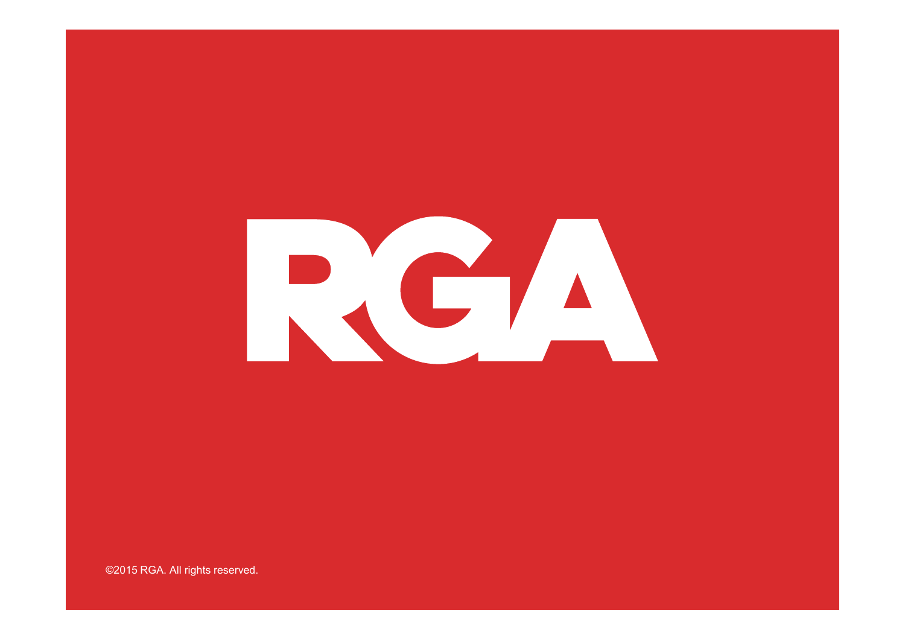RGA

©2015 RGA. All rights reserved.